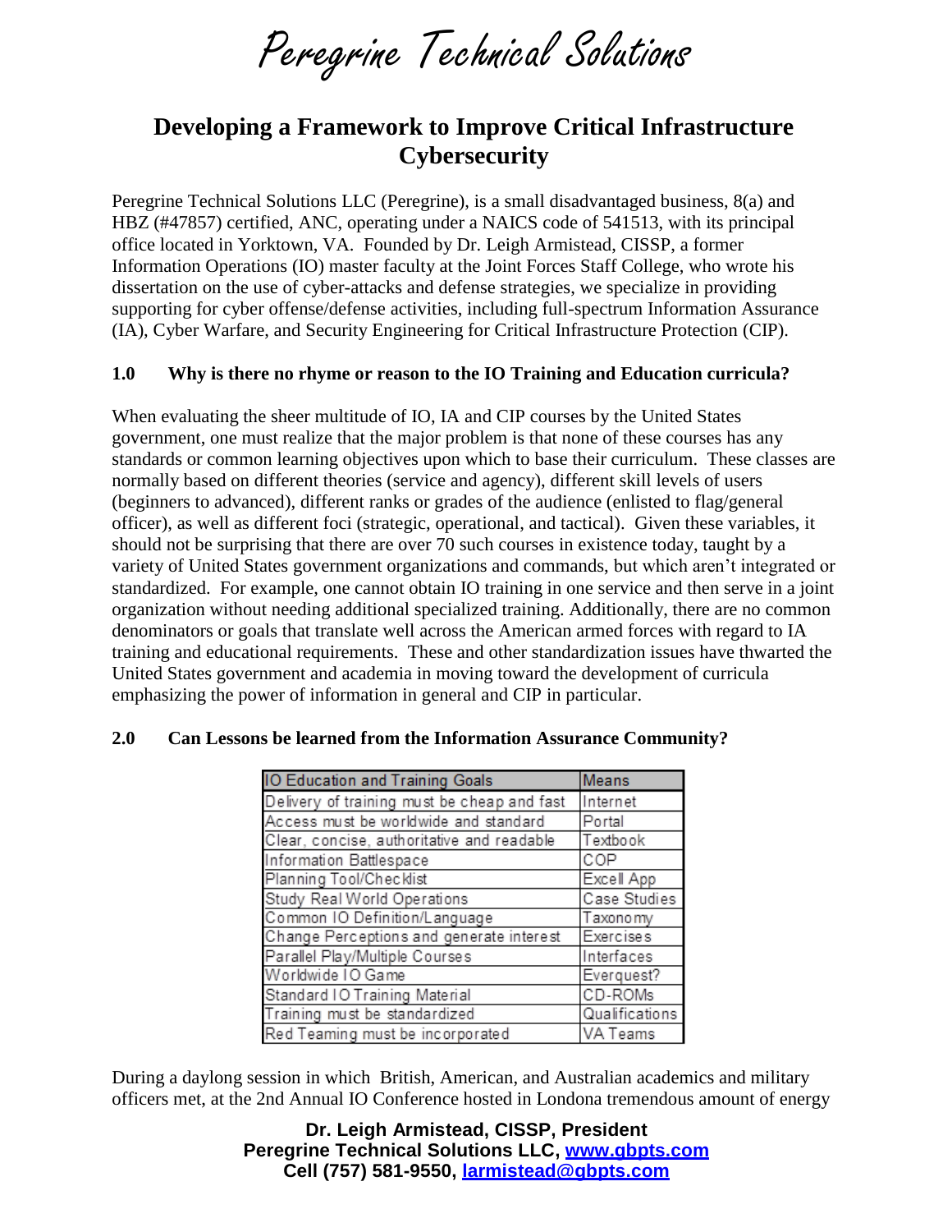Peregrine Technical Solutions

# Developing a Framework to Improve Critical Infrastructure Cybersecurity

Peregrine Technical Solutions LLC (Peregrine), is a small disadvantaged business, 8(a) and HBZ (#47857) certified, ANC, operating under a NAICS code of 541513, with its principal office located in Yorktown, VA. Founded by Dr. Leigh Armistead, CISSP, a former Information Operations (IO) master faculty at the Joint Forces Staff College, who wrote his dissertation on the use of cyber-attacks and defense strategies, we specialize in providing supporting for cyber offense/defense activities, including full-spectrum Information Assurance (IA), Cyber Warfare, and Security Engineering for Critical Infrastructure Protection (CIP).

## 1.0 Why is there no rhyme or reason to the IO Training and Education curricula?

When evaluating the sheer multitude of IO, IA and CIP courses by the United States government, one must realize that the major problem is that none of these courses has any standards or common learning objectives upon which to base their curriculum. These classes are normally based on different theories (service and agency), different skill levels of users (beginners to advanced), different ranks or grades of the audience (enlisted to flag/general officer), as well as different foci (strategic, operational, and tactical). Given these variables, it should not be surprising that there are over 70 such courses in existence today, taught by a variety of United States government organizations and commands, but which aren't integrated or standardized. For example, one cannot obtain IO training in one service and then serve in a joint organization without needing additional specialized training. Additionally, there are no common denominators or goals that translate well across the American armed forces with regard to IA training and educational requirements. These and other standardization issues have thwarted the United States government and academia in moving toward the development of curricula emphasizing the power of information in general and CIP in particular.

## 2.0 Can Lessons be learned from the Information Assurance Community?

| IO Education and Training Goals | Means |
|---|---|
| Delivery of training must be cheap and fast | Internet |
| Access must be worldwide and standard | Portal |
| Clear, concise, authoritative and readable | Textbook |
| Information Battlespace | COP |
| Planning Tool/Checklist | Excell App |
| Study Real World Operations | Case Studies |
| Common IO Definition/Language | Taxonomy |
| Change Perceptions and generate interest | Exercises |
| Parallel Play/Multiple Courses | Interfaces |
| Worldwide IO Game | Everquest? |
| Standard IO Training Material | CD-ROMs |
| Training must be standardized | Qualifications |
| Red Teaming must be incorporated | VA Teams |

During a daylong session in which British, American, and Australian academics and military officers met, at the 2nd Annual IO Conference hosted in Londona tremendous amount of energy

**Dr. Leigh Armistead, CISSP, President**
**Peregrine Technical Solutions LLC, [www.gbpts.com](www.gbpts.com)**
**Cell (757) 581-9550, [larmistead@gbpts.com](mailto:larmistead@gbpts.com)**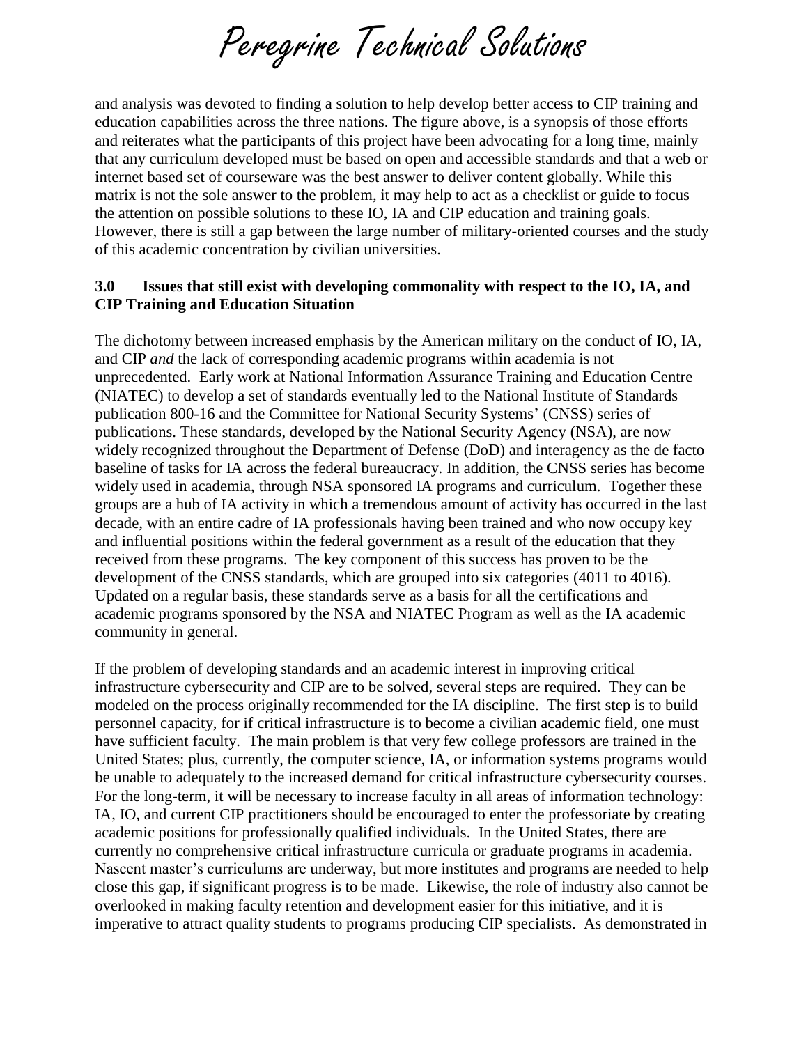and analysis was devoted to finding a solution to help develop better access to CIP training and education capabilities across the three nations. The figure above, is a synopsis of those efforts and reiterates what the participants of this project have been advocating for a long time, mainly that any curriculum developed must be based on open and accessible standards and that a web or internet based set of courseware was the best answer to deliver content globally. While this matrix is not the sole answer to the problem, it may help to act as a checklist or guide to focus the attention on possible solutions to these IO, IA and CIP education and training goals. However, there is still a gap between the large number of military-oriented courses and the study of this academic concentration by civilian universities.

## 3.0 Issues that still exist with developing commonality with respect to the IO, IA, and CIP Training and Education Situation

The dichotomy between increased emphasis by the American military on the conduct of IO, IA, and CIP *and* the lack of corresponding academic programs within academia is not unprecedented. Early work at National Information Assurance Training and Education Centre (NIATEC) to develop a set of standards eventually led to the National Institute of Standards publication 800-16 and the Committee for National Security Systems' (CNSS) series of publications. These standards, developed by the National Security Agency (NSA), are now widely recognized throughout the Department of Defense (DoD) and interagency as the de facto baseline of tasks for IA across the federal bureaucracy. In addition, the CNSS series has become widely used in academia, through NSA sponsored IA programs and curriculum. Together these groups are a hub of IA activity in which a tremendous amount of activity has occurred in the last decade, with an entire cadre of IA professionals having been trained and who now occupy key and influential positions within the federal government as a result of the education that they received from these programs. The key component of this success has proven to be the development of the CNSS standards, which are grouped into six categories (4011 to 4016). Updated on a regular basis, these standards serve as a basis for all the certifications and academic programs sponsored by the NSA and NIATEC Program as well as the IA academic community in general.

If the problem of developing standards and an academic interest in improving critical infrastructure cybersecurity and CIP are to be solved, several steps are required. They can be modeled on the process originally recommended for the IA discipline. The first step is to build personnel capacity, for if critical infrastructure is to become a civilian academic field, one must have sufficient faculty. The main problem is that very few college professors are trained in the United States; plus, currently, the computer science, IA, or information systems programs would be unable to adequately to the increased demand for critical infrastructure cybersecurity courses. For the long-term, it will be necessary to increase faculty in all areas of information technology: IA, IO, and current CIP practitioners should be encouraged to enter the professoriate by creating academic positions for professionally qualified individuals. In the United States, there are currently no comprehensive critical infrastructure curricula or graduate programs in academia. Nascent master's curriculums are underway, but more institutes and programs are needed to help close this gap, if significant progress is to be made. Likewise, the role of industry also cannot be overlooked in making faculty retention and development easier for this initiative, and it is imperative to attract quality students to programs producing CIP specialists. As demonstrated in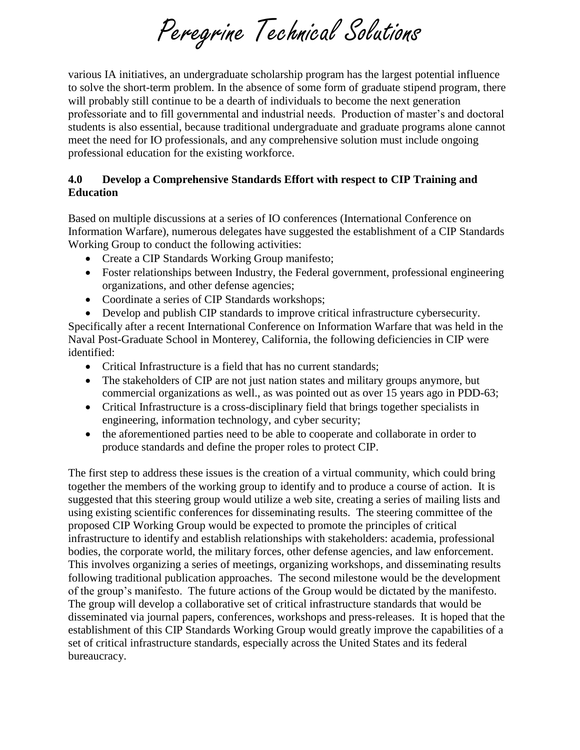various IA initiatives, an undergraduate scholarship program has the largest potential influence to solve the short-term problem. In the absence of some form of graduate stipend program, there will probably still continue to be a dearth of individuals to become the next generation professoriate and to fill governmental and industrial needs. Production of master's and doctoral students is also essential, because traditional undergraduate and graduate programs alone cannot meet the need for IO professionals, and any comprehensive solution must include ongoing professional education for the existing workforce.

## 4.0 Develop a Comprehensive Standards Effort with respect to CIP Training and Education

Based on multiple discussions at a series of IO conferences (International Conference on Information Warfare), numerous delegates have suggested the establishment of a CIP Standards Working Group to conduct the following activities:

- Create a CIP Standards Working Group manifesto;
- Foster relationships between Industry, the Federal government, professional engineering organizations, and other defense agencies;
- Coordinate a series of CIP Standards workshops;
- Develop and publish CIP standards to improve critical infrastructure cybersecurity.

Specifically after a recent International Conference on Information Warfare that was held in the Naval Post-Graduate School in Monterey, California, the following deficiencies in CIP were identified:

- Critical Infrastructure is a field that has no current standards;
- The stakeholders of CIP are not just nation states and military groups anymore, but commercial organizations as well., as was pointed out as over 15 years ago in PDD-63;
- Critical Infrastructure is a cross-disciplinary field that brings together specialists in engineering, information technology, and cyber security;
- the aforementioned parties need to be able to cooperate and collaborate in order to produce standards and define the proper roles to protect CIP.

The first step to address these issues is the creation of a virtual community, which could bring together the members of the working group to identify and to produce a course of action. It is suggested that this steering group would utilize a web site, creating a series of mailing lists and using existing scientific conferences for disseminating results. The steering committee of the proposed CIP Working Group would be expected to promote the principles of critical infrastructure to identify and establish relationships with stakeholders: academia, professional bodies, the corporate world, the military forces, other defense agencies, and law enforcement. This involves organizing a series of meetings, organizing workshops, and disseminating results following traditional publication approaches. The second milestone would be the development of the group's manifesto. The future actions of the Group would be dictated by the manifesto. The group will develop a collaborative set of critical infrastructure standards that would be disseminated via journal papers, conferences, workshops and press-releases. It is hoped that the establishment of this CIP Standards Working Group would greatly improve the capabilities of a set of critical infrastructure standards, especially across the United States and its federal bureaucracy.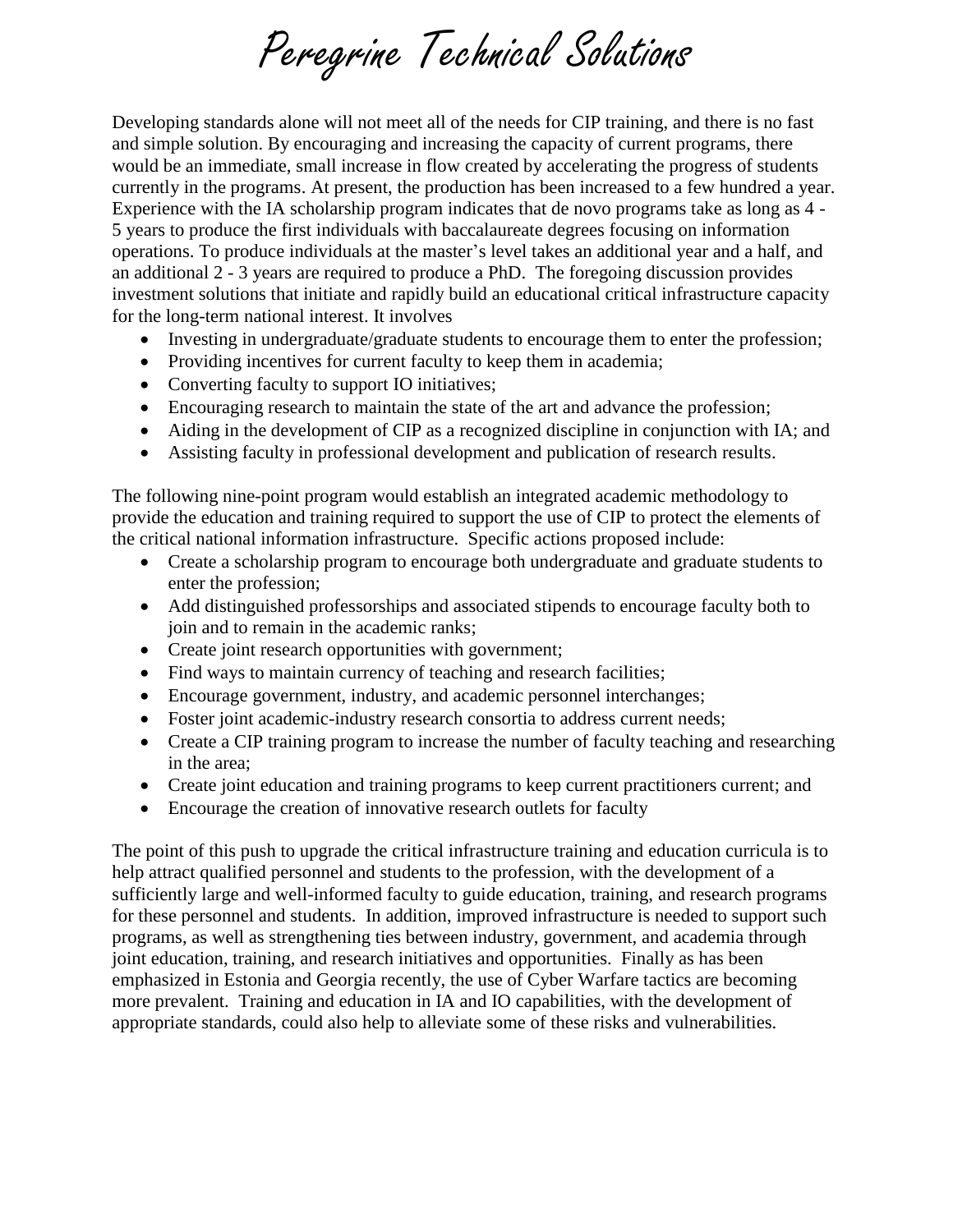Developing standards alone will not meet all of the needs for CIP training, and there is no fast and simple solution. By encouraging and increasing the capacity of current programs, there would be an immediate, small increase in flow created by accelerating the progress of students currently in the programs. At present, the production has been increased to a few hundred a year. Experience with the IA scholarship program indicates that de novo programs take as long as 4 - 5 years to produce the first individuals with baccalaureate degrees focusing on information operations. To produce individuals at the master's level takes an additional year and a half, and an additional 2 - 3 years are required to produce a PhD. The foregoing discussion provides investment solutions that initiate and rapidly build an educational critical infrastructure capacity for the long-term national interest. It involves

- Investing in undergraduate/graduate students to encourage them to enter the profession;
- Providing incentives for current faculty to keep them in academia;
- Converting faculty to support IO initiatives;
- Encouraging research to maintain the state of the art and advance the profession;
- Aiding in the development of CIP as a recognized discipline in conjunction with IA; and
- Assisting faculty in professional development and publication of research results.

The following nine-point program would establish an integrated academic methodology to provide the education and training required to support the use of CIP to protect the elements of the critical national information infrastructure. Specific actions proposed include:

- Create a scholarship program to encourage both undergraduate and graduate students to enter the profession;
- Add distinguished professorships and associated stipends to encourage faculty both to join and to remain in the academic ranks;
- Create joint research opportunities with government;
- Find ways to maintain currency of teaching and research facilities;
- Encourage government, industry, and academic personnel interchanges;
- Foster joint academic-industry research consortia to address current needs;
- Create a CIP training program to increase the number of faculty teaching and researching in the area;
- Create joint education and training programs to keep current practitioners current; and
- Encourage the creation of innovative research outlets for faculty

The point of this push to upgrade the critical infrastructure training and education curricula is to help attract qualified personnel and students to the profession, with the development of a sufficiently large and well-informed faculty to guide education, training, and research programs for these personnel and students. In addition, improved infrastructure is needed to support such programs, as well as strengthening ties between industry, government, and academia through joint education, training, and research initiatives and opportunities. Finally as has been emphasized in Estonia and Georgia recently, the use of Cyber Warfare tactics are becoming more prevalent. Training and education in IA and IO capabilities, with the development of appropriate standards, could also help to alleviate some of these risks and vulnerabilities.